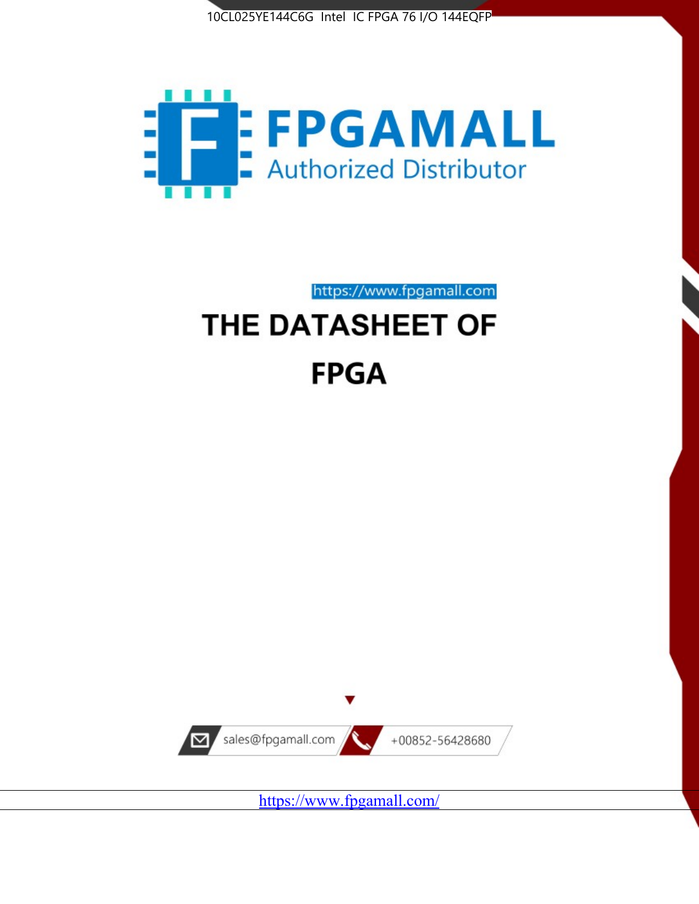10CL025YE144C6G Intel IC FPGA 76 I/O 144EQFP

FPGAMALL

Authorized Distributor

https://www.fpgamall.com

# THE DATASHEET OF

# FPGA

sales@fpgamall.com

+00852-56428680

https://www.fpgamall.com/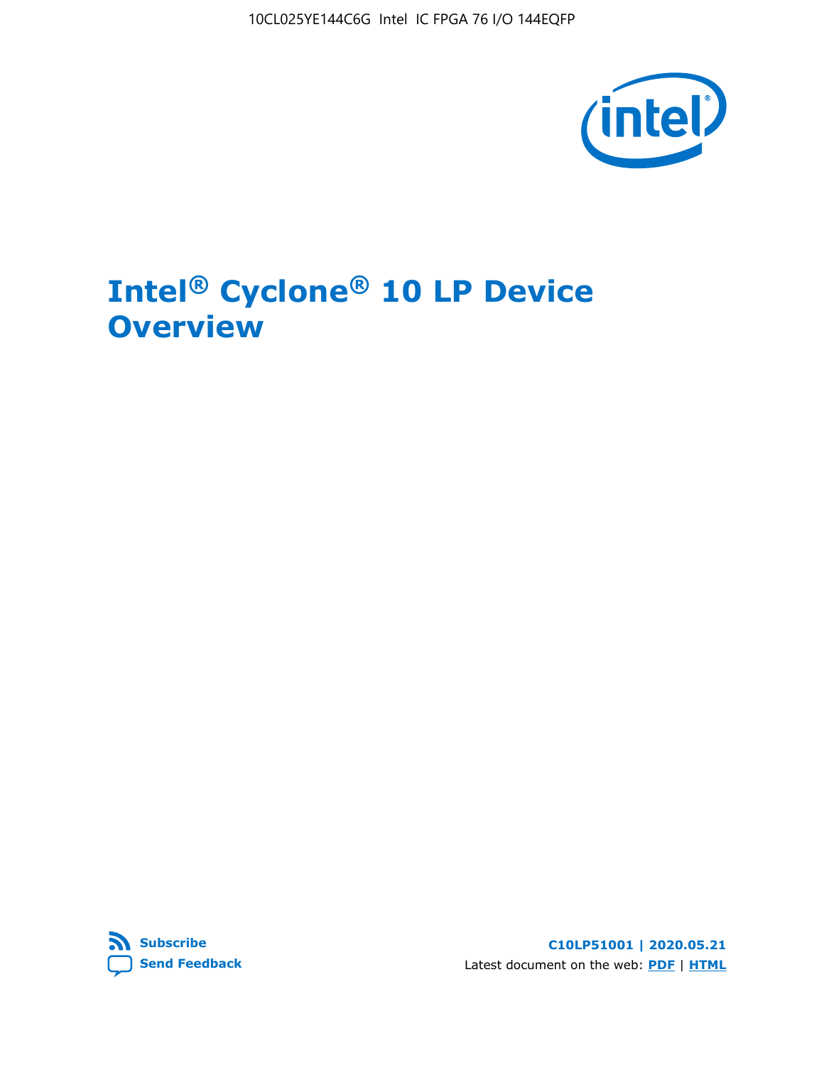# Intel® Cyclone® 10 LP Device Overview

C10LP51001 | 2020.05.21

Latest document on the web: PDF | HTML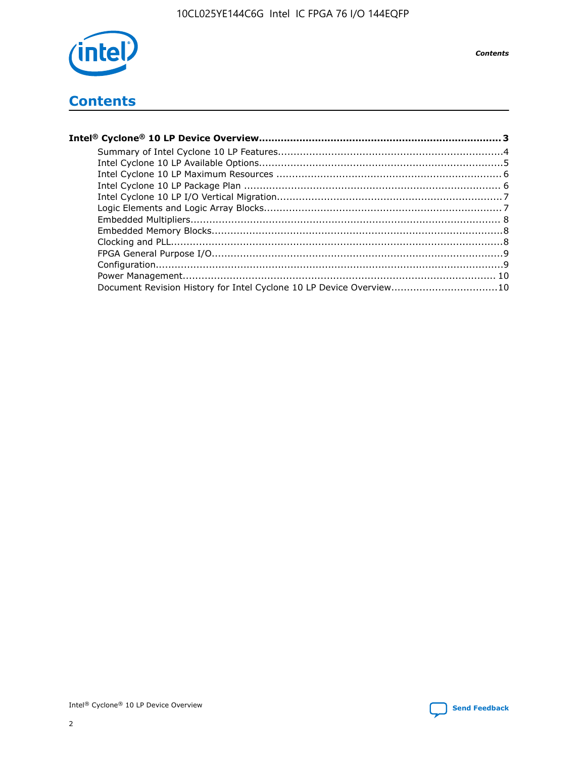# Contents

**Intel® Cyclone® 10 LP Device Overview....................................................................................3**

- Summary of Intel Cyclone 10 LP Features........................................................................4
- Intel Cyclone 10 LP Available Options.............................................................................5
- Intel Cyclone 10 LP Maximum Resources ........................................................................6
- Intel Cyclone 10 LP Package Plan ..................................................................................6
- Intel Cyclone 10 LP I/O Vertical Migration.......................................................................7
- Logic Elements and Logic Array Blocks............................................................................7
- Embedded Multipliers....................................................................................................8
- Embedded Memory Blocks..............................................................................................8
- Clocking and PLL...........................................................................................................8
- FPGA General Purpose I/O..............................................................................................9
- Configuration.................................................................................................................9
- Power Management.....................................................................................................10
- Document Revision History for Intel Cyclone 10 LP Device Overview..................................10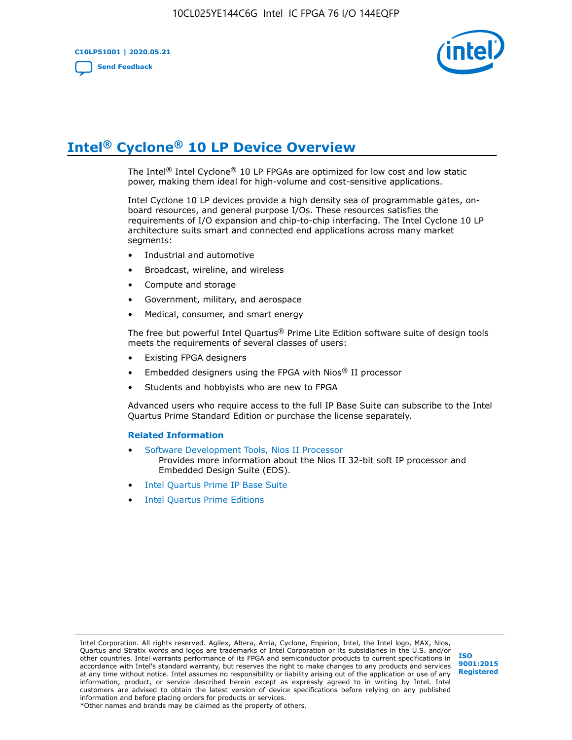# Intel® Cyclone® 10 LP Device Overview

The Intel® Intel Cyclone® 10 LP FPGAs are optimized for low cost and low static power, making them ideal for high-volume and cost-sensitive applications.

Intel Cyclone 10 LP devices provide a high density sea of programmable gates, on-board resources, and general purpose I/Os. These resources satisfies the requirements of I/O expansion and chip-to-chip interfacing. The Intel Cyclone 10 LP architecture suits smart and connected end applications across many market segments:

- Industrial and automotive
- Broadcast, wireline, and wireless
- Compute and storage
- Government, military, and aerospace
- Medical, consumer, and smart energy

The free but powerful Intel Quartus® Prime Lite Edition software suite of design tools meets the requirements of several classes of users:

- Existing FPGA designers
- Embedded designers using the FPGA with Nios® II processor
- Students and hobbyists who are new to FPGA

Advanced users who require access to the full IP Base Suite can subscribe to the Intel Quartus Prime Standard Edition or purchase the license separately.

### Related Information

- Software Development Tools, Nios II Processor
  Provides more information about the Nios II 32-bit soft IP processor and Embedded Design Suite (EDS).
- Intel Quartus Prime IP Base Suite
- Intel Quartus Prime Editions

Intel Corporation. All rights reserved. Agilex, Altera, Arria, Cyclone, Enpirion, Intel, the Intel logo, MAX, Nios, Quartus and Stratix words and logos are trademarks of Intel Corporation or its subsidiaries in the U.S. and/or other countries. Intel warrants performance of its FPGA and semiconductor products to current specifications in accordance with Intel's standard warranty, but reserves the right to make changes to any products and services at any time without notice. Intel assumes no responsibility or liability arising out of the application or use of any information, product, or service described herein except as expressly agreed to in writing by Intel. Intel customers are advised to obtain the latest version of device specifications before relying on any published information and before placing orders for products or services.
*Other names and brands may be claimed as the property of others.

ISO 9001:2015 Registered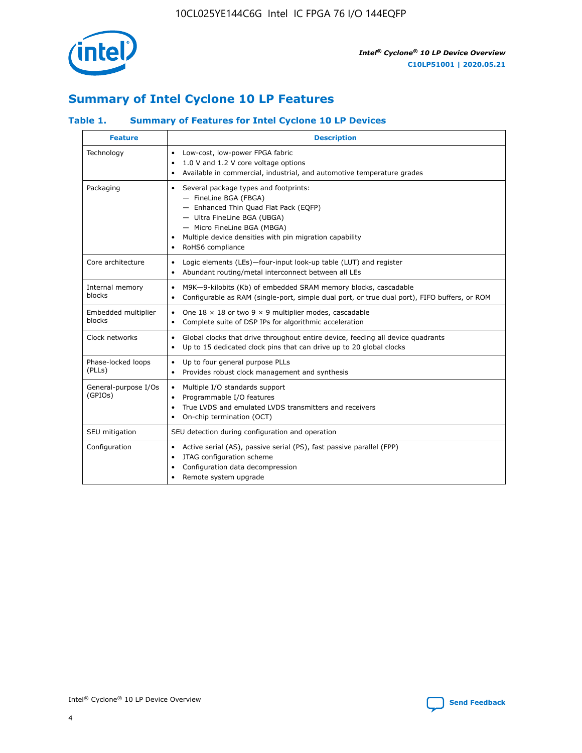# Summary of Intel Cyclone 10 LP Features

### Table 1. Summary of Features for Intel Cyclone 10 LP Devices

| Feature | Description |
|---|---|
| Technology | • Low-cost, low-power FPGA fabric<br>• 1.0 V and 1.2 V core voltage options<br>• Available in commercial, industrial, and automotive temperature grades |
| Packaging | • Several package types and footprints:<br>— FineLine BGA (FBGA)<br>— Enhanced Thin Quad Flat Pack (EQFP)<br>— Ultra FineLine BGA (UBGA)<br>— Micro FineLine BGA (MBGA)<br>• Multiple device densities with pin migration capability<br>• RoHS6 compliance |
| Core architecture | • Logic elements (LEs)—four-input look-up table (LUT) and register<br>• Abundant routing/metal interconnect between all LEs |
| Internal memory blocks | • M9K—9-kilobits (Kb) of embedded SRAM memory blocks, cascadable<br>• Configurable as RAM (single-port, simple dual port, or true dual port), FIFO buffers, or ROM |
| Embedded multiplier blocks | • One 18 × 18 or two 9 × 9 multiplier modes, cascadable<br>• Complete suite of DSP IPs for algorithmic acceleration |
| Clock networks | • Global clocks that drive throughout entire device, feeding all device quadrants<br>• Up to 15 dedicated clock pins that can drive up to 20 global clocks |
| Phase-locked loops (PLLs) | • Up to four general purpose PLLs<br>• Provides robust clock management and synthesis |
| General-purpose I/Os (GPIOs) | • Multiple I/O standards support<br>• Programmable I/O features<br>• True LVDS and emulated LVDS transmitters and receivers<br>• On-chip termination (OCT) |
| SEU mitigation | SEU detection during configuration and operation |
| Configuration | • Active serial (AS), passive serial (PS), fast passive parallel (FPP)<br>• JTAG configuration scheme<br>• Configuration data decompression<br>• Remote system upgrade |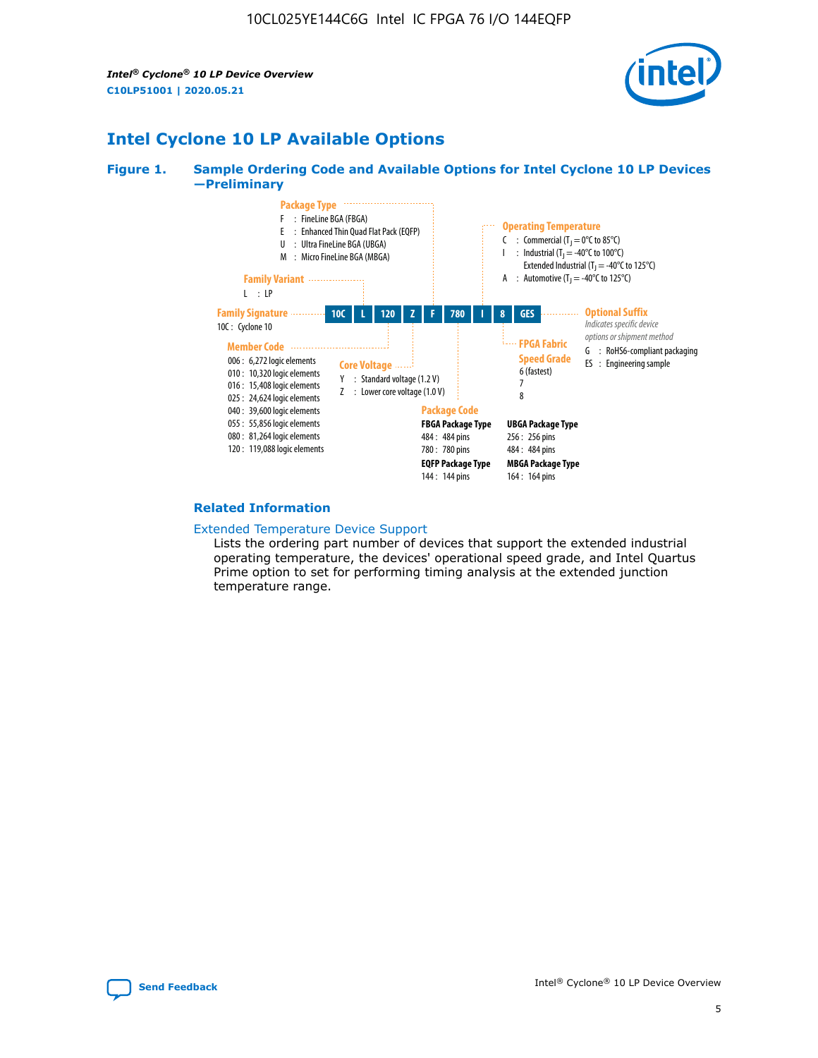## Intel Cyclone 10 LP Available Options

**Figure 1. Sample Ordering Code and Available Options for Intel Cyclone 10 LP Devices —Preliminary**

| 10C | L | 120 | Z | F | 780 | I | 8 | GES |
|---|---|---|---|---|---|---|---|---|

**Family Signature**
- 10C : Cyclone 10

**Family Variant**
- L : LP

**Member Code**
- 006 : 6,272 logic elements
- 010 : 10,320 logic elements
- 016 : 15,408 logic elements
- 025 : 24,624 logic elements
- 040 : 39,600 logic elements
- 055 : 55,856 logic elements
- 080 : 81,264 logic elements
- 120 : 119,088 logic elements

**Core Voltage**
- Y : Standard voltage (1.2 V)
- Z : Lower core voltage (1.0 V)

**Package Type**
- F : FineLine BGA (FBGA)
- E : Enhanced Thin Quad Flat Pack (EQFP)
- U : Ultra FineLine BGA (UBGA)
- M : Micro FineLine BGA (MBGA)

**Package Code**

FBGA Package Type
- 484 : 484 pins
- 780 : 780 pins

EQFP Package Type
- 144 : 144 pins

UBGA Package Type
- 256 : 256 pins
- 484 : 484 pins

MBGA Package Type
- 164 : 164 pins

**Operating Temperature**
- C : Commercial ($T_J$ = 0°C to 85°C)
- I : Industrial ($T_J$ = -40°C to 100°C)
  Extended Industrial ($T_J$ = -40°C to 125°C)
- A : Automotive ($T_J$ = -40°C to 125°C)

**FPGA Fabric Speed Grade**
- 6 (fastest)
- 7
- 8

**Optional Suffix**

*Indicates specific device options or shipment method*
- G : RoHS6-compliant packaging
- ES : Engineering sample

### Related Information

Extended Temperature Device Support

Lists the ordering part number of devices that support the extended industrial operating temperature, the devices' operational speed grade, and Intel Quartus Prime option to set for performing timing analysis at the extended junction temperature range.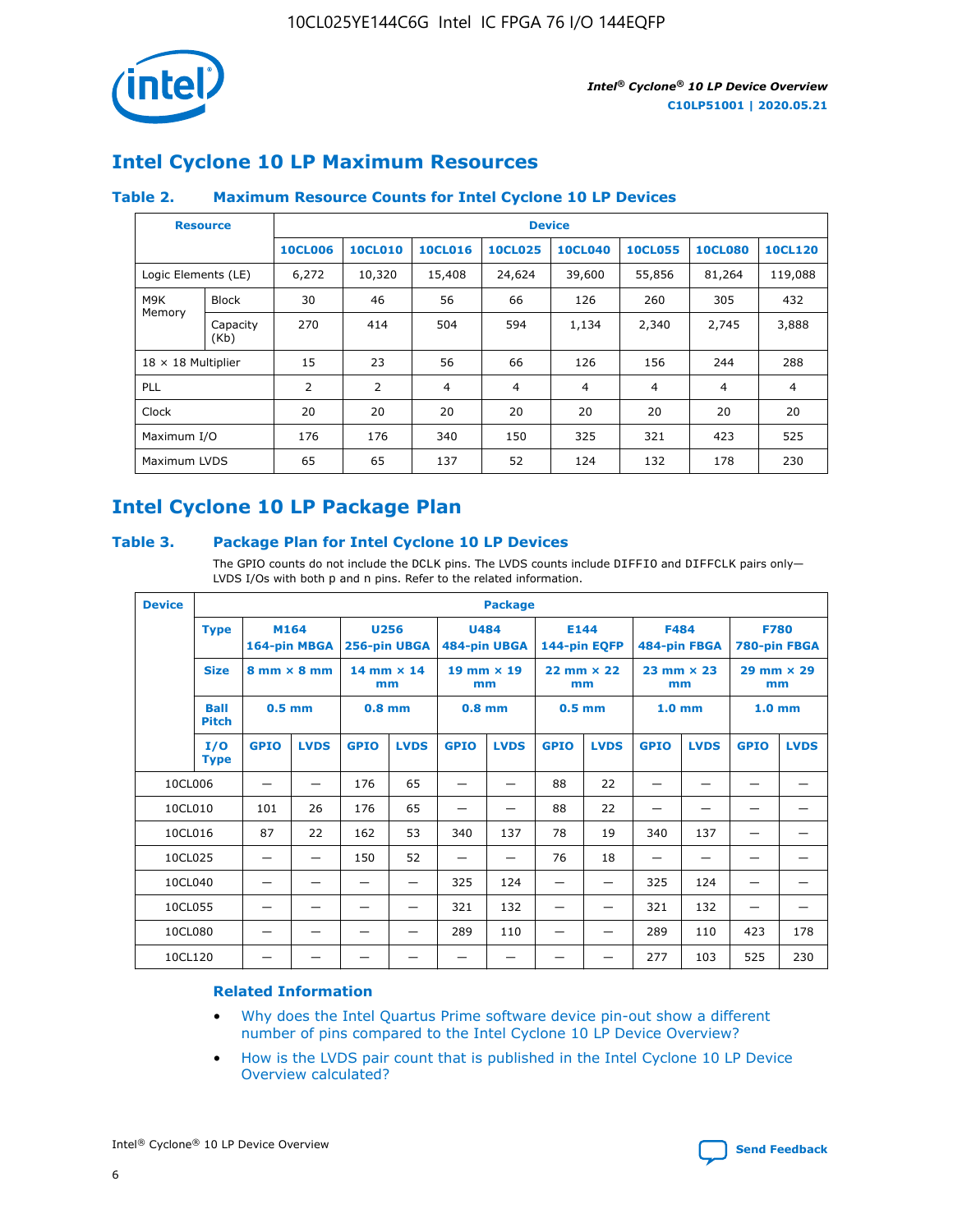## Intel Cyclone 10 LP Maximum Resources

### Table 2. Maximum Resource Counts for Intel Cyclone 10 LP Devices

| Resource | | Device | | | | | | | |
|---|---|---|---|---|---|---|---|---|---|
| | | 10CL006 | 10CL010 | 10CL016 | 10CL025 | 10CL040 | 10CL055 | 10CL080 | 10CL120 |
| Logic Elements (LE) | | 6,272 | 10,320 | 15,408 | 24,624 | 39,600 | 55,856 | 81,264 | 119,088 |
| M9K Memory | Block | 30 | 46 | 56 | 66 | 126 | 260 | 305 | 432 |
| | Capacity (Kb) | 270 | 414 | 504 | 594 | 1,134 | 2,340 | 2,745 | 3,888 |
| 18 × 18 Multiplier | | 15 | 23 | 56 | 66 | 126 | 156 | 244 | 288 |
| PLL | | 2 | 2 | 4 | 4 | 4 | 4 | 4 | 4 |
| Clock | | 20 | 20 | 20 | 20 | 20 | 20 | 20 | 20 |
| Maximum I/O | | 176 | 176 | 340 | 150 | 325 | 321 | 423 | 525 |
| Maximum LVDS | | 65 | 65 | 137 | 52 | 124 | 132 | 178 | 230 |

## Intel Cyclone 10 LP Package Plan

### Table 3. Package Plan for Intel Cyclone 10 LP Devices

The GPIO counts do not include the DCLK pins. The LVDS counts include DIFFIO and DIFFCLK pairs only—LVDS I/Os with both p and n pins. Refer to the related information.

| Device | Package | | | | | | | | | | | | |
|---|---|---|---|---|---|---|---|---|---|---|---|---|---|
| | Type | M164 164-pin MBGA | | U256 256-pin UBGA | | U484 484-pin UBGA | | E144 144-pin EQFP | | F484 484-pin FBGA | | F780 780-pin FBGA | |
| | Size | 8 mm × 8 mm | | 14 mm × 14 mm | | 19 mm × 19 mm | | 22 mm × 22 mm | | 23 mm × 23 mm | | 29 mm × 29 mm | |
| | Ball Pitch | 0.5 mm | | 0.8 mm | | 0.8 mm | | 0.5 mm | | 1.0 mm | | 1.0 mm | |
| | I/O Type | GPIO | LVDS | GPIO | LVDS | GPIO | LVDS | GPIO | LVDS | GPIO | LVDS | GPIO | LVDS |
| 10CL006 | | — | — | 176 | 65 | — | — | 88 | 22 | — | — | — | — |
| 10CL010 | | 101 | 26 | 176 | 65 | — | — | 88 | 22 | — | — | — | — |
| 10CL016 | | 87 | 22 | 162 | 53 | 340 | 137 | 78 | 19 | 340 | 137 | — | — |
| 10CL025 | | — | — | 150 | 52 | — | — | 76 | 18 | — | — | — | — |
| 10CL040 | | — | — | — | — | 325 | 124 | — | — | 325 | 124 | — | — |
| 10CL055 | | — | — | — | — | 321 | 132 | — | — | 321 | 132 | — | — |
| 10CL080 | | — | — | — | — | 289 | 110 | — | — | 289 | 110 | 423 | 178 |
| 10CL120 | | — | — | — | — | — | — | — | — | 277 | 103 | 525 | 230 |

### Related Information

- Why does the Intel Quartus Prime software device pin-out show a different number of pins compared to the Intel Cyclone 10 LP Device Overview?
- How is the LVDS pair count that is published in the Intel Cyclone 10 LP Device Overview calculated?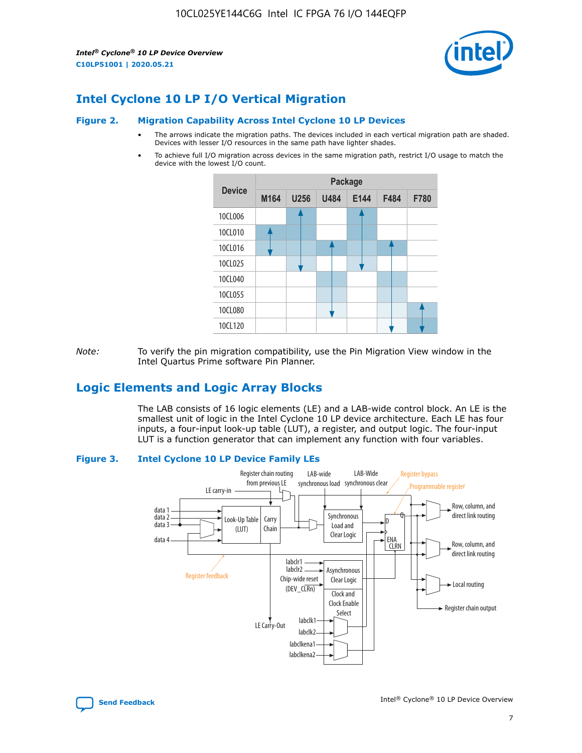## Intel Cyclone 10 LP I/O Vertical Migration

**Figure 2. Migration Capability Across Intel Cyclone 10 LP Devices**

- The arrows indicate the migration paths. The devices included in each vertical migration path are shaded. Devices with lesser I/O resources in the same path have lighter shades.
- To achieve full I/O migration across devices in the same migration path, restrict I/O usage to match the device with the lowest I/O count.

| Device | Package | | | | | |
|---|---|---|---|---|---|---|
| | M164 | U256 | U484 | E144 | F484 | F780 |
| 10CL006 | | | | | | |
| 10CL010 | | | | | | |
| 10CL016 | | | | | | |
| 10CL025 | | | | | | |
| 10CL040 | | | | | | |
| 10CL055 | | | | | | |
| 10CL080 | | | | | | |
| 10CL120 | | | | | | |

*Note:* To verify the pin migration compatibility, use the Pin Migration View window in the Intel Quartus Prime software Pin Planner.

## Logic Elements and Logic Array Blocks

The LAB consists of 16 logic elements (LE) and a LAB-wide control block. An LE is the smallest unit of logic in the Intel Cyclone 10 LP device architecture. Each LE has four inputs, a four-input look-up table (LUT), a register, and output logic. The four-input LUT is a function generator that can implement any function with four variables.

**Figure 3. Intel Cyclone 10 LP Device Family LEs**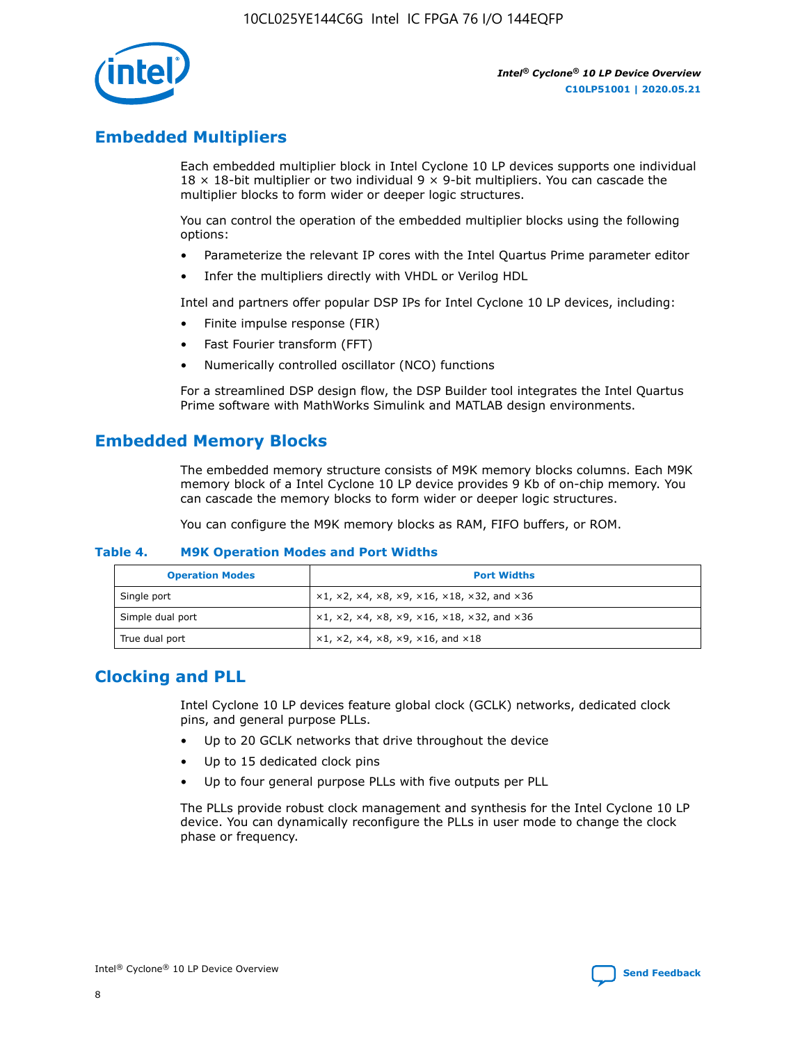## Embedded Multipliers

Each embedded multiplier block in Intel Cyclone 10 LP devices supports one individual 18 × 18-bit multiplier or two individual 9 × 9-bit multipliers. You can cascade the multiplier blocks to form wider or deeper logic structures.

You can control the operation of the embedded multiplier blocks using the following options:

- Parameterize the relevant IP cores with the Intel Quartus Prime parameter editor
- Infer the multipliers directly with VHDL or Verilog HDL

Intel and partners offer popular DSP IPs for Intel Cyclone 10 LP devices, including:

- Finite impulse response (FIR)
- Fast Fourier transform (FFT)
- Numerically controlled oscillator (NCO) functions

For a streamlined DSP design flow, the DSP Builder tool integrates the Intel Quartus Prime software with MathWorks Simulink and MATLAB design environments.

## Embedded Memory Blocks

The embedded memory structure consists of M9K memory blocks columns. Each M9K memory block of a Intel Cyclone 10 LP device provides 9 Kb of on-chip memory. You can cascade the memory blocks to form wider or deeper logic structures.

You can configure the M9K memory blocks as RAM, FIFO buffers, or ROM.

**Table 4. M9K Operation Modes and Port Widths**

| Operation Modes | Port Widths |
|---|---|
| Single port | ×1, ×2, ×4, ×8, ×9, ×16, ×18, ×32, and ×36 |
| Simple dual port | ×1, ×2, ×4, ×8, ×9, ×16, ×18, ×32, and ×36 |
| True dual port | ×1, ×2, ×4, ×8, ×9, ×16, and ×18 |

## Clocking and PLL

Intel Cyclone 10 LP devices feature global clock (GCLK) networks, dedicated clock pins, and general purpose PLLs.

- Up to 20 GCLK networks that drive throughout the device
- Up to 15 dedicated clock pins
- Up to four general purpose PLLs with five outputs per PLL

The PLLs provide robust clock management and synthesis for the Intel Cyclone 10 LP device. You can dynamically reconfigure the PLLs in user mode to change the clock phase or frequency.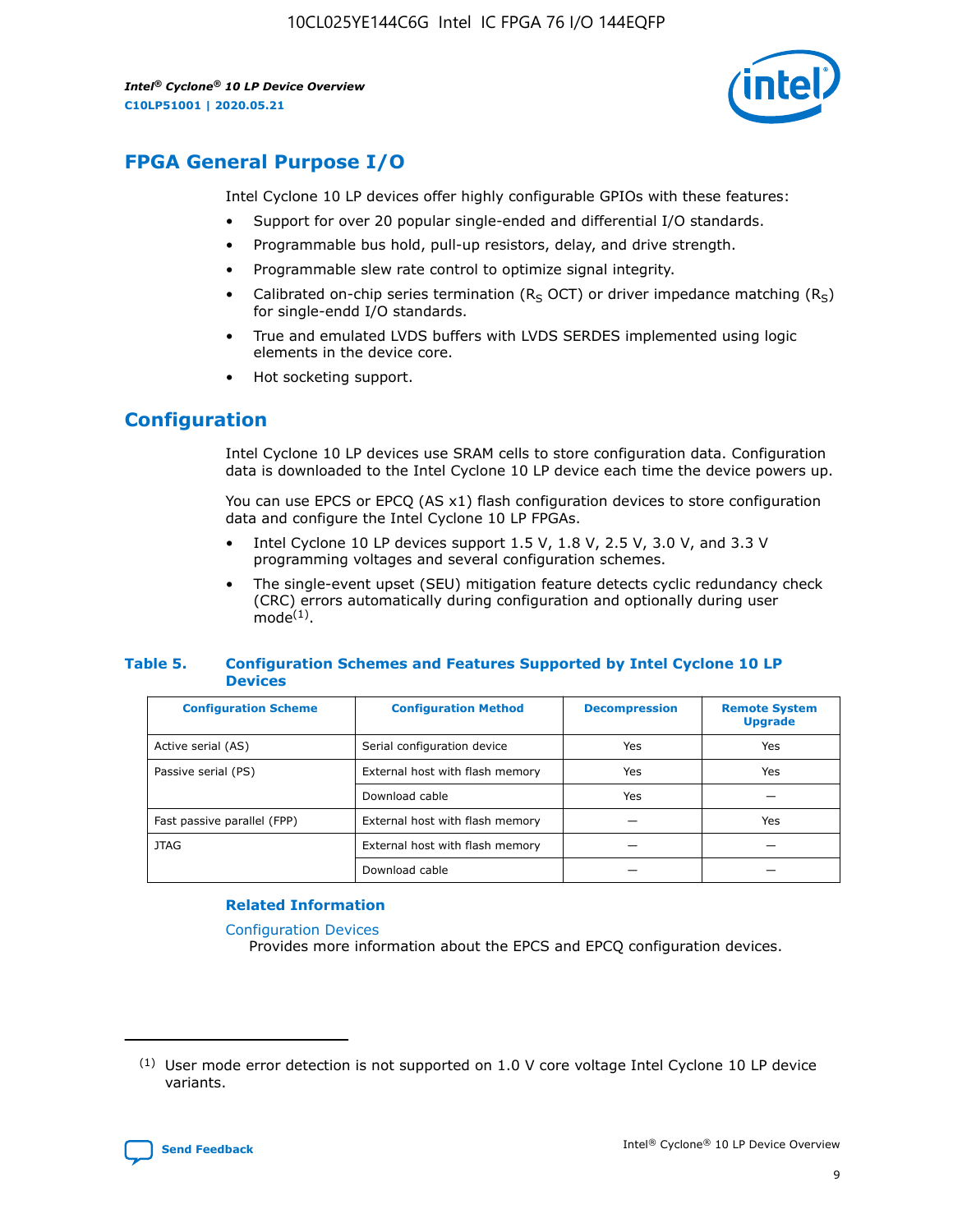## FPGA General Purpose I/O

Intel Cyclone 10 LP devices offer highly configurable GPIOs with these features:

- Support for over 20 popular single-ended and differential I/O standards.
- Programmable bus hold, pull-up resistors, delay, and drive strength.
- Programmable slew rate control to optimize signal integrity.
- Calibrated on-chip series termination ($R_S$ OCT) or driver impedance matching ($R_S$) for single-endd I/O standards.
- True and emulated LVDS buffers with LVDS SERDES implemented using logic elements in the device core.
- Hot socketing support.

## Configuration

Intel Cyclone 10 LP devices use SRAM cells to store configuration data. Configuration data is downloaded to the Intel Cyclone 10 LP device each time the device powers up.

You can use EPCS or EPCQ (AS x1) flash configuration devices to store configuration data and configure the Intel Cyclone 10 LP FPGAs.

- Intel Cyclone 10 LP devices support 1.5 V, 1.8 V, 2.5 V, 3.0 V, and 3.3 V programming voltages and several configuration schemes.
- The single-event upset (SEU) mitigation feature detects cyclic redundancy check (CRC) errors automatically during configuration and optionally during user mode[1].

**Table 5. Configuration Schemes and Features Supported by Intel Cyclone 10 LP Devices**

| Configuration Scheme | Configuration Method | Decompression | Remote System Upgrade |
|---|---|---|---|
| Active serial (AS) | Serial configuration device | Yes | Yes |
| Passive serial (PS) | External host with flash memory | Yes | Yes |
| | Download cable | Yes | — |
| Fast passive parallel (FPP) | External host with flash memory | — | Yes |
| JTAG | External host with flash memory | — | — |
| | Download cable | — | — |

**Related Information**

Configuration Devices
Provides more information about the EPCS and EPCQ configuration devices.

(1) User mode error detection is not supported on 1.0 V core voltage Intel Cyclone 10 LP device variants.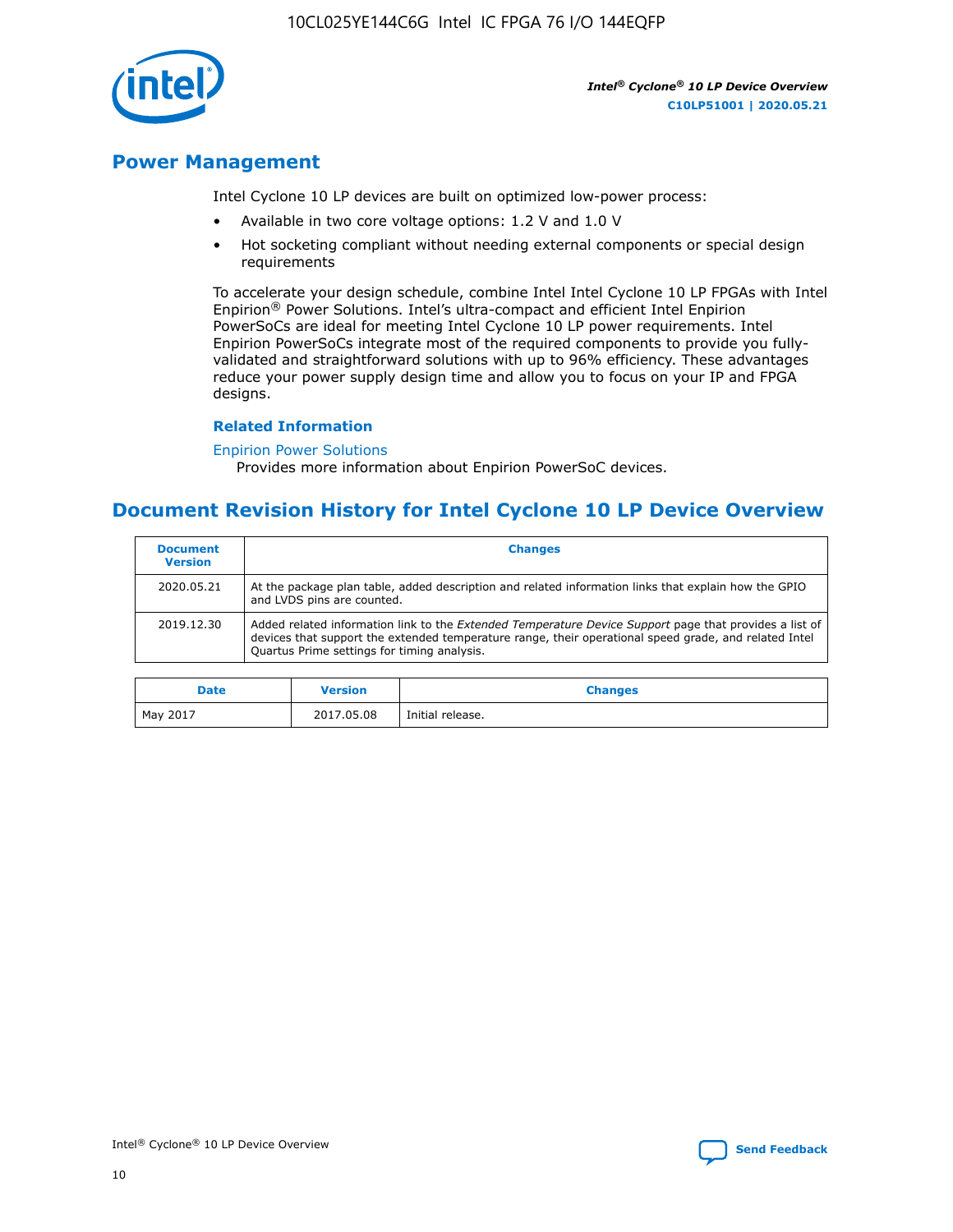## Power Management

Intel Cyclone 10 LP devices are built on optimized low-power process:

- Available in two core voltage options: 1.2 V and 1.0 V
- Hot socketing compliant without needing external components or special design requirements

To accelerate your design schedule, combine Intel Intel Cyclone 10 LP FPGAs with Intel Enpirion® Power Solutions. Intel's ultra-compact and efficient Intel Enpirion PowerSoCs are ideal for meeting Intel Cyclone 10 LP power requirements. Intel Enpirion PowerSoCs integrate most of the required components to provide you fully-validated and straightforward solutions with up to 96% efficiency. These advantages reduce your power supply design time and allow you to focus on your IP and FPGA designs.

### Related Information

Enpirion Power Solutions
Provides more information about Enpirion PowerSoC devices.

## Document Revision History for Intel Cyclone 10 LP Device Overview

| Document Version | Changes |
| --- | --- |
| 2020.05.21 | At the package plan table, added description and related information links that explain how the GPIO and LVDS pins are counted. |
| 2019.12.30 | Added related information link to the *Extended Temperature Device Support* page that provides a list of devices that support the extended temperature range, their operational speed grade, and related Intel Quartus Prime settings for timing analysis. |

| Date | Version | Changes |
| --- | --- | --- |
| May 2017 | 2017.05.08 | Initial release. |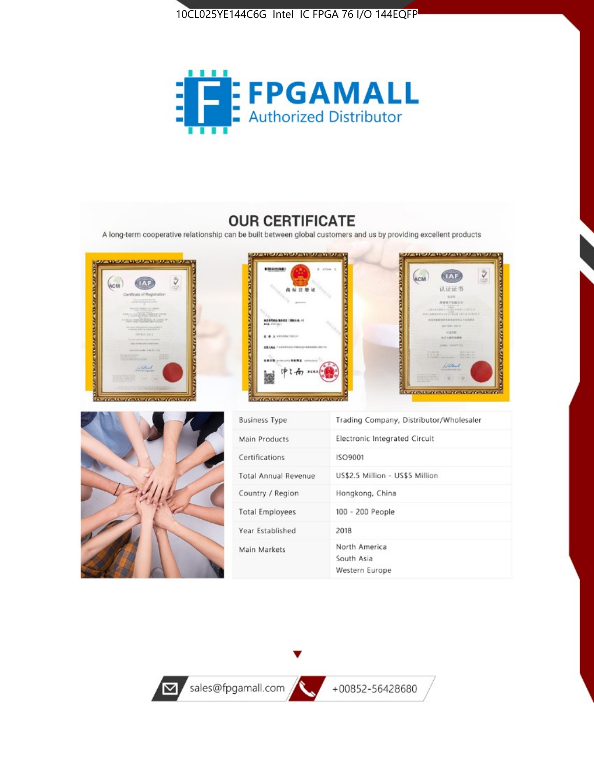# FPGAMALL

Authorized Distributor

## OUR CERTIFICATE

A long-term cooperative relationship can be built between global customers and us by providing excellent products

| | |
|---|---|
| Business Type | Trading Company, Distributor/Wholesaler |
| Main Products | Electronic Integrated Circuit |
| Certifications | ISO9001 |
| Total Annual Revenue | US$2.5 Million - US$5 Million |
| Country / Region | Hongkong, China |
| Total Employees | 100 - 200 People |
| Year Established | 2018 |
| Main Markets | North America<br>South Asia<br>Western Europe |

sales@fpgamall.com

+00852-56428680